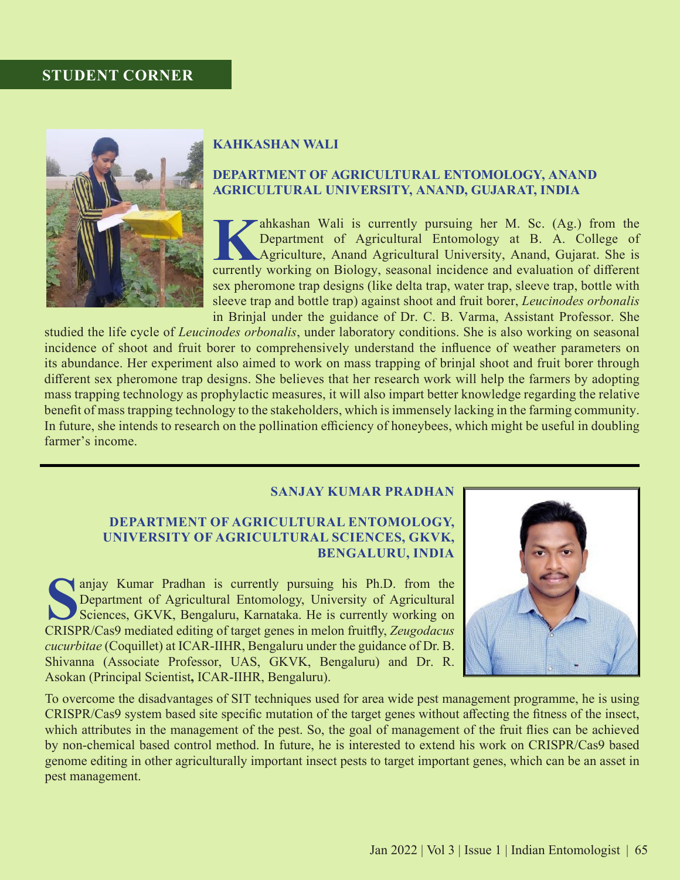## STUDENT CORNER

### KAHKASHAN WALI

### DEPARTMENT OF AGRICULTURAL ENTOMOLOGY, ANAND AGRICULTURAL UNIVERSITY, ANAND, GUJARAT, INDIA

Kahkashan Wali is currently pursuing her M. Sc. (Ag.) from the Department of Agricultural Entomology at B. A. College of Agriculture, Anand Agricultural University, Anand, Gujarat. She is currently working on Biology, seasonal incidence and evaluation of different sex pheromone trap designs (like delta trap, water trap, sleeve trap, bottle with sleeve trap and bottle trap) against shoot and fruit borer, *Leucinodes orbonalis* in Brinjal under the guidance of Dr. C. B. Varma, Assistant Professor. She studied the life cycle of *Leucinodes orbonalis*, under laboratory conditions. She is also working on seasonal incidence of shoot and fruit borer to comprehensively understand the influence of weather parameters on its abundance. Her experiment also aimed to work on mass trapping of brinjal shoot and fruit borer through different sex pheromone trap designs. She believes that her research work will help the farmers by adopting mass trapping technology as prophylactic measures, it will also impart better knowledge regarding the relative benefit of mass trapping technology to the stakeholders, which is immensely lacking in the farming community. In future, she intends to research on the pollination efficiency of honeybees, which might be useful in doubling farmer's income.

---

### SANJAY KUMAR PRADHAN

### DEPARTMENT OF AGRICULTURAL ENTOMOLOGY, UNIVERSITY OF AGRICULTURAL SCIENCES, GKVK, BENGALURU, INDIA

Sanjay Kumar Pradhan is currently pursuing his Ph.D. from the Department of Agricultural Entomology, University of Agricultural Sciences, GKVK, Bengaluru, Karnataka. He is currently working on CRISPR/Cas9 mediated editing of target genes in melon fruitfly, *Zeugodacus cucurbitae* (Coquillet) at ICAR-IIHR, Bengaluru under the guidance of Dr. B. Shivanna (Associate Professor, UAS, GKVK, Bengaluru) and Dr. R. Asokan (Principal Scientist**,** ICAR-IIHR, Bengaluru).

To overcome the disadvantages of SIT techniques used for area wide pest management programme, he is using CRISPR/Cas9 system based site specific mutation of the target genes without affecting the fitness of the insect, which attributes in the management of the pest. So, the goal of management of the fruit flies can be achieved by non-chemical based control method. In future, he is interested to extend his work on CRISPR/Cas9 based genome editing in other agriculturally important insect pests to target important genes, which can be an asset in pest management.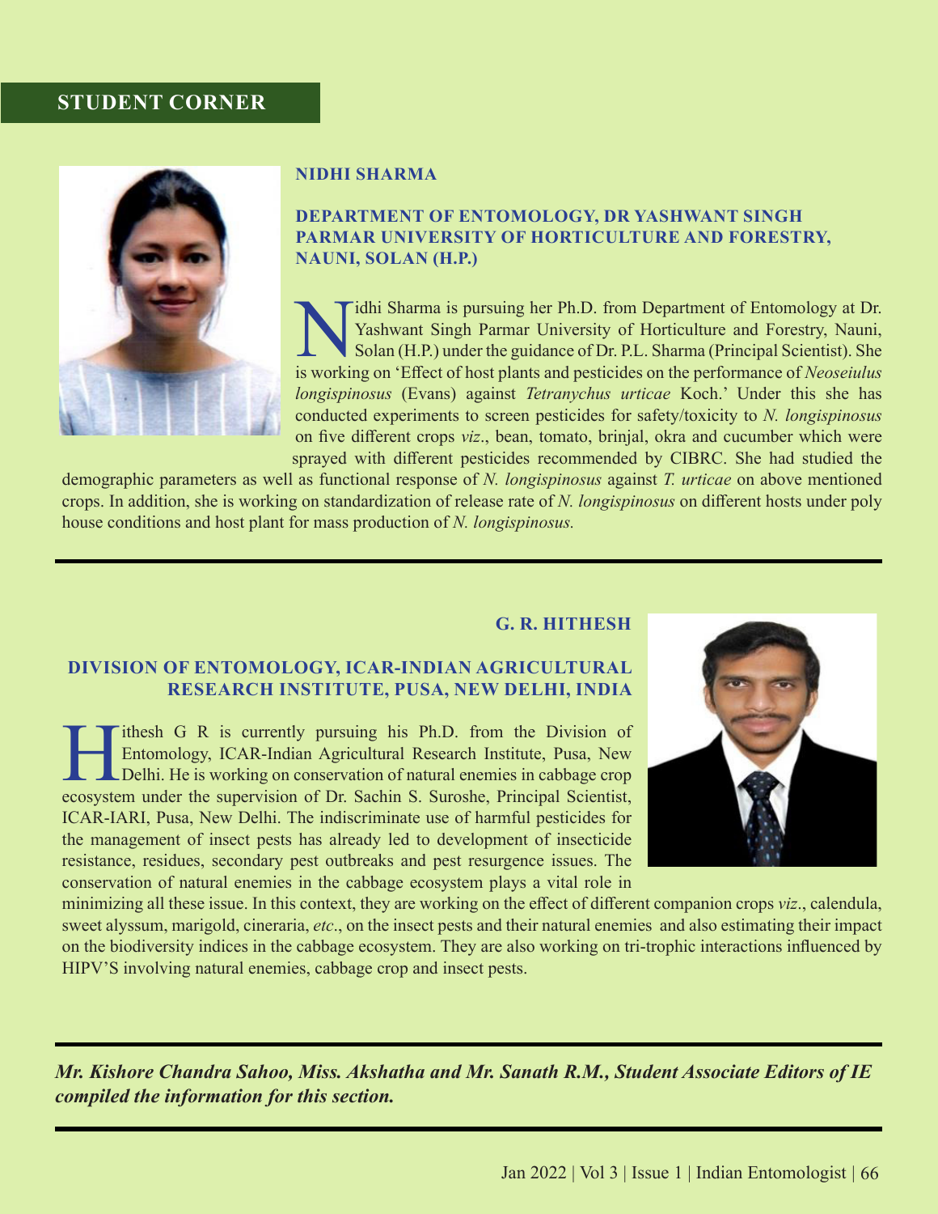# STUDENT CORNER

## NIDHI SHARMA

### DEPARTMENT OF ENTOMOLOGY, DR YASHWANT SINGH PARMAR UNIVERSITY OF HORTICULTURE AND FORESTRY, NAUNI, SOLAN (H.P.)

Nidhi Sharma is pursuing her Ph.D. from Department of Entomology at Dr. Yashwant Singh Parmar University of Horticulture and Forestry, Nauni, Solan (H.P.) under the guidance of Dr. P.L. Sharma (Principal Scientist). She is working on 'Effect of host plants and pesticides on the performance of *Neoseiulus longispinosus* (Evans) against *Tetranychus urticae* Koch.' Under this she has conducted experiments to screen pesticides for safety/toxicity to *N. longispinosus* on five different crops *viz*., bean, tomato, brinjal, okra and cucumber which were sprayed with different pesticides recommended by CIBRC. She had studied the demographic parameters as well as functional response of *N. longispinosus* against *T. urticae* on above mentioned crops. In addition, she is working on standardization of release rate of *N. longispinosus* on different hosts under poly house conditions and host plant for mass production of *N. longispinosus.*

---

## G. R. HITHESH

### DIVISION OF ENTOMOLOGY, ICAR-INDIAN AGRICULTURAL RESEARCH INSTITUTE, PUSA, NEW DELHI, INDIA

Hithesh G R is currently pursuing his Ph.D. from the Division of Entomology, ICAR-Indian Agricultural Research Institute, Pusa, New Delhi. He is working on conservation of natural enemies in cabbage crop ecosystem under the supervision of Dr. Sachin S. Suroshe, Principal Scientist, ICAR-IARI, Pusa, New Delhi. The indiscriminate use of harmful pesticides for the management of insect pests has already led to development of insecticide resistance, residues, secondary pest outbreaks and pest resurgence issues. The conservation of natural enemies in the cabbage ecosystem plays a vital role in minimizing all these issue. In this context, they are working on the effect of different companion crops *viz*., calendula, sweet alyssum, marigold, cineraria, *etc*., on the insect pests and their natural enemies and also estimating their impact on the biodiversity indices in the cabbage ecosystem. They are also working on tri-trophic interactions influenced by HIPV'S involving natural enemies, cabbage crop and insect pests.

---

***Mr. Kishore Chandra Sahoo, Miss. Akshatha and Mr. Sanath R.M., Student Associate Editors of IE compiled the information for this section.***

---